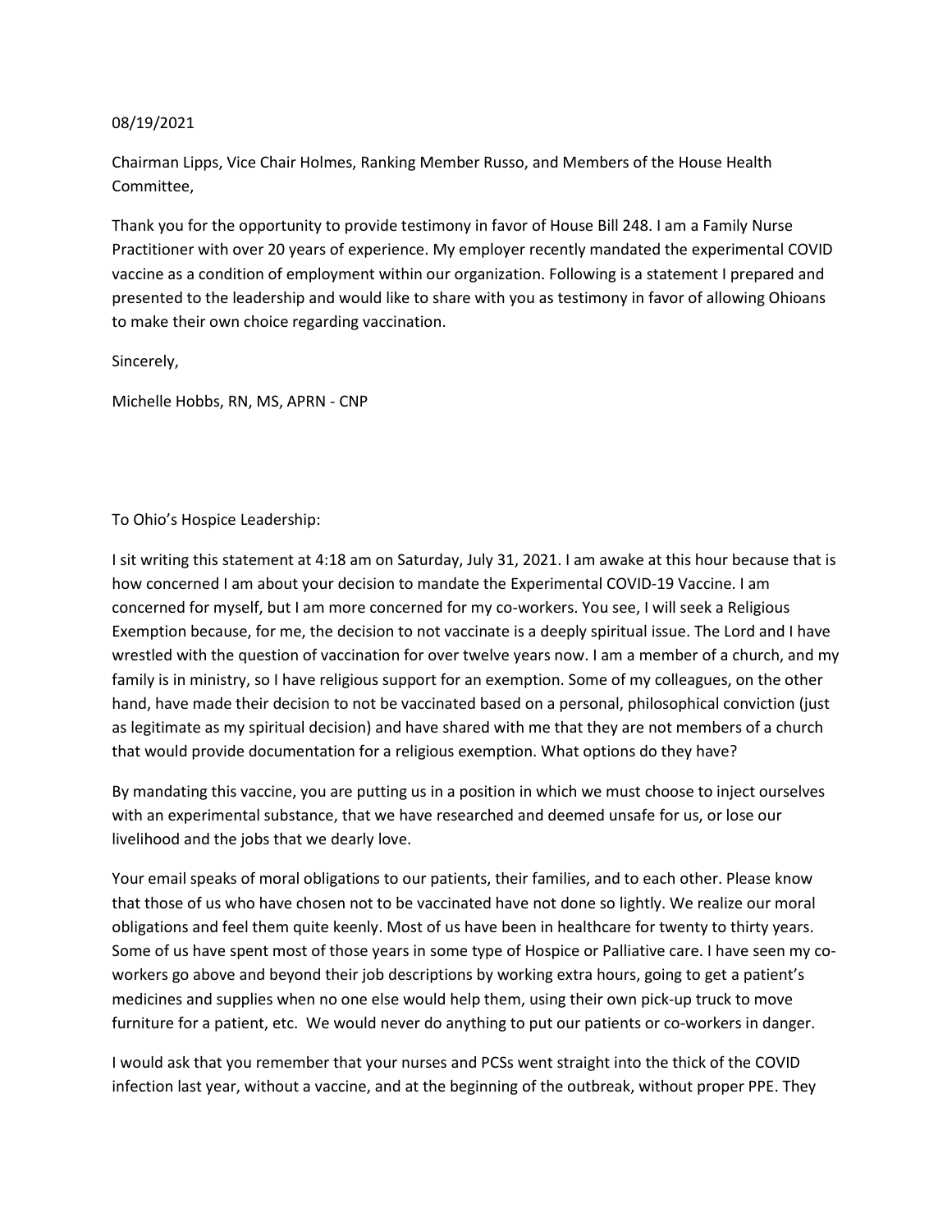08/19/2021

Chairman Lipps, Vice Chair Holmes, Ranking Member Russo, and Members of the House Health Committee,

Thank you for the opportunity to provide testimony in favor of House Bill 248. I am a Family Nurse Practitioner with over 20 years of experience. My employer recently mandated the experimental COVID vaccine as a condition of employment within our organization. Following is a statement I prepared and presented to the leadership and would like to share with you as testimony in favor of allowing Ohioans to make their own choice regarding vaccination.

Sincerely,

Michelle Hobbs, RN, MS, APRN - CNP

To Ohio's Hospice Leadership:

I sit writing this statement at 4:18 am on Saturday, July 31, 2021. I am awake at this hour because that is how concerned I am about your decision to mandate the Experimental COVID-19 Vaccine. I am concerned for myself, but I am more concerned for my co-workers. You see, I will seek a Religious Exemption because, for me, the decision to not vaccinate is a deeply spiritual issue. The Lord and I have wrestled with the question of vaccination for over twelve years now. I am a member of a church, and my family is in ministry, so I have religious support for an exemption. Some of my colleagues, on the other hand, have made their decision to not be vaccinated based on a personal, philosophical conviction (just as legitimate as my spiritual decision) and have shared with me that they are not members of a church that would provide documentation for a religious exemption. What options do they have?

By mandating this vaccine, you are putting us in a position in which we must choose to inject ourselves with an experimental substance, that we have researched and deemed unsafe for us, or lose our livelihood and the jobs that we dearly love.

Your email speaks of moral obligations to our patients, their families, and to each other. Please know that those of us who have chosen not to be vaccinated have not done so lightly. We realize our moral obligations and feel them quite keenly. Most of us have been in healthcare for twenty to thirty years. Some of us have spent most of those years in some type of Hospice or Palliative care. I have seen my co-workers go above and beyond their job descriptions by working extra hours, going to get a patient's medicines and supplies when no one else would help them, using their own pick-up truck to move furniture for a patient, etc. We would never do anything to put our patients or co-workers in danger.

I would ask that you remember that your nurses and PCSs went straight into the thick of the COVID infection last year, without a vaccine, and at the beginning of the outbreak, without proper PPE. They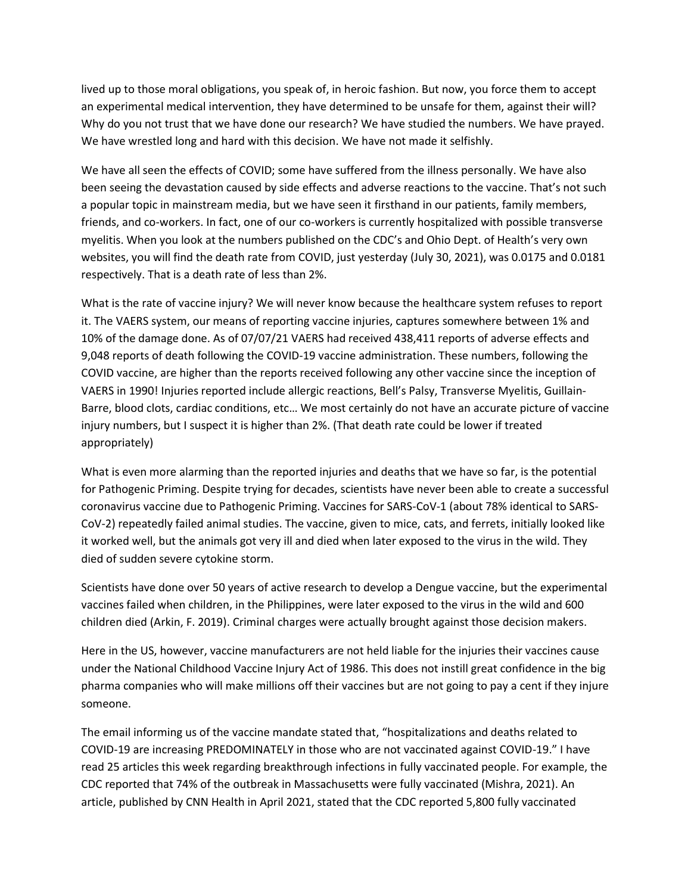lived up to those moral obligations, you speak of, in heroic fashion. But now, you force them to accept an experimental medical intervention, they have determined to be unsafe for them, against their will? Why do you not trust that we have done our research? We have studied the numbers. We have prayed. We have wrestled long and hard with this decision. We have not made it selfishly.

We have all seen the effects of COVID; some have suffered from the illness personally. We have also been seeing the devastation caused by side effects and adverse reactions to the vaccine. That's not such a popular topic in mainstream media, but we have seen it firsthand in our patients, family members, friends, and co-workers. In fact, one of our co-workers is currently hospitalized with possible transverse myelitis. When you look at the numbers published on the CDC's and Ohio Dept. of Health's very own websites, you will find the death rate from COVID, just yesterday (July 30, 2021), was 0.0175 and 0.0181 respectively. That is a death rate of less than 2%.

What is the rate of vaccine injury? We will never know because the healthcare system refuses to report it. The VAERS system, our means of reporting vaccine injuries, captures somewhere between 1% and 10% of the damage done. As of 07/07/21 VAERS had received 438,411 reports of adverse effects and 9,048 reports of death following the COVID-19 vaccine administration. These numbers, following the COVID vaccine, are higher than the reports received following any other vaccine since the inception of VAERS in 1990! Injuries reported include allergic reactions, Bell's Palsy, Transverse Myelitis, Guillain-Barre, blood clots, cardiac conditions, etc… We most certainly do not have an accurate picture of vaccine injury numbers, but I suspect it is higher than 2%. (That death rate could be lower if treated appropriately)

What is even more alarming than the reported injuries and deaths that we have so far, is the potential for Pathogenic Priming. Despite trying for decades, scientists have never been able to create a successful coronavirus vaccine due to Pathogenic Priming. Vaccines for SARS-CoV-1 (about 78% identical to SARS-CoV-2) repeatedly failed animal studies. The vaccine, given to mice, cats, and ferrets, initially looked like it worked well, but the animals got very ill and died when later exposed to the virus in the wild. They died of sudden severe cytokine storm.

Scientists have done over 50 years of active research to develop a Dengue vaccine, but the experimental vaccines failed when children, in the Philippines, were later exposed to the virus in the wild and 600 children died (Arkin, F. 2019). Criminal charges were actually brought against those decision makers.

Here in the US, however, vaccine manufacturers are not held liable for the injuries their vaccines cause under the National Childhood Vaccine Injury Act of 1986. This does not instill great confidence in the big pharma companies who will make millions off their vaccines but are not going to pay a cent if they injure someone.

The email informing us of the vaccine mandate stated that, "hospitalizations and deaths related to COVID-19 are increasing PREDOMINATELY in those who are not vaccinated against COVID-19." I have read 25 articles this week regarding breakthrough infections in fully vaccinated people. For example, the CDC reported that 74% of the outbreak in Massachusetts were fully vaccinated (Mishra, 2021). An article, published by CNN Health in April 2021, stated that the CDC reported 5,800 fully vaccinated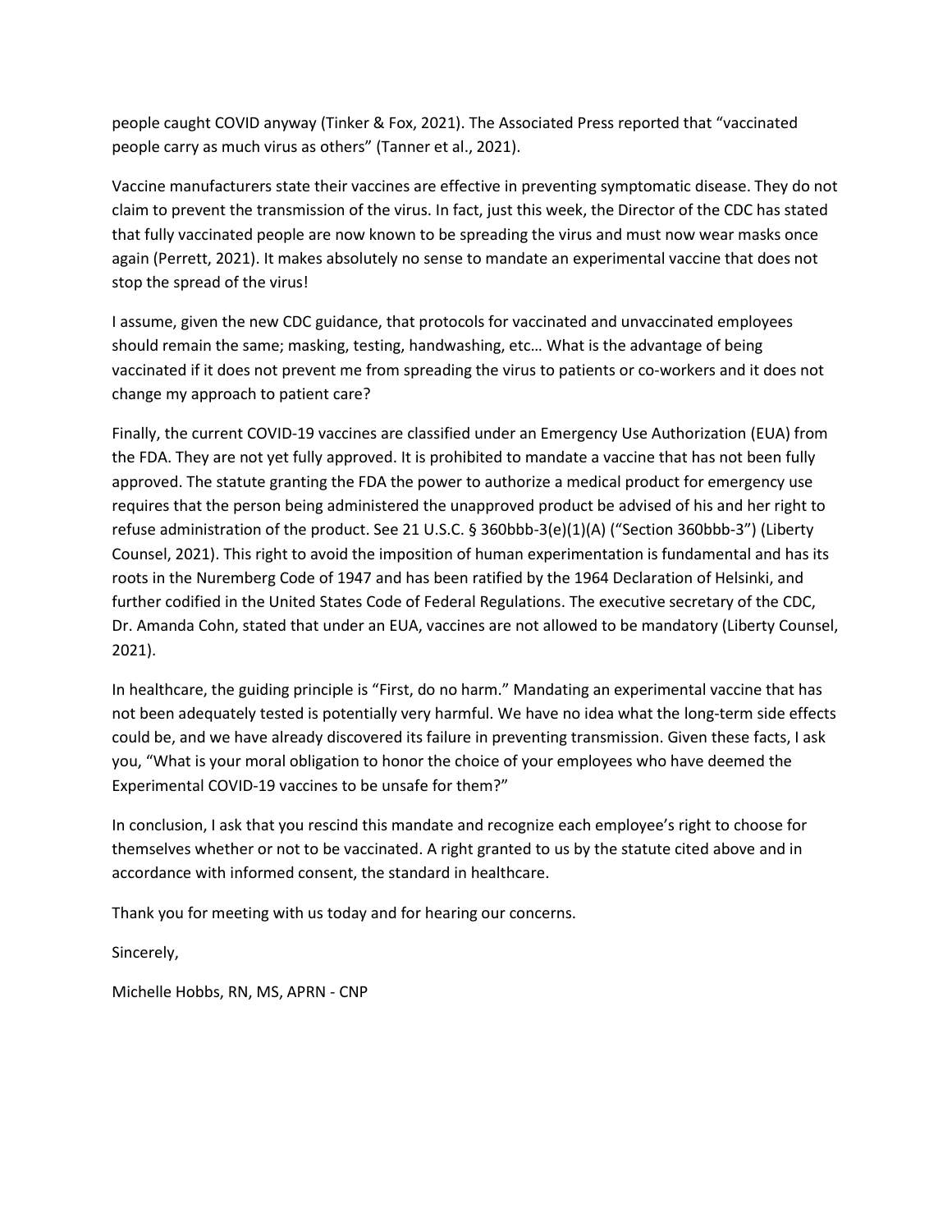people caught COVID anyway (Tinker & Fox, 2021). The Associated Press reported that "vaccinated people carry as much virus as others" (Tanner et al., 2021).

Vaccine manufacturers state their vaccines are effective in preventing symptomatic disease. They do not claim to prevent the transmission of the virus. In fact, just this week, the Director of the CDC has stated that fully vaccinated people are now known to be spreading the virus and must now wear masks once again (Perrett, 2021). It makes absolutely no sense to mandate an experimental vaccine that does not stop the spread of the virus!

I assume, given the new CDC guidance, that protocols for vaccinated and unvaccinated employees should remain the same; masking, testing, handwashing, etc… What is the advantage of being vaccinated if it does not prevent me from spreading the virus to patients or co-workers and it does not change my approach to patient care?

Finally, the current COVID-19 vaccines are classified under an Emergency Use Authorization (EUA) from the FDA. They are not yet fully approved. It is prohibited to mandate a vaccine that has not been fully approved. The statute granting the FDA the power to authorize a medical product for emergency use requires that the person being administered the unapproved product be advised of his and her right to refuse administration of the product. See 21 U.S.C. § 360bbb-3(e)(1)(A) ("Section 360bbb-3") (Liberty Counsel, 2021). This right to avoid the imposition of human experimentation is fundamental and has its roots in the Nuremberg Code of 1947 and has been ratified by the 1964 Declaration of Helsinki, and further codified in the United States Code of Federal Regulations. The executive secretary of the CDC, Dr. Amanda Cohn, stated that under an EUA, vaccines are not allowed to be mandatory (Liberty Counsel, 2021).

In healthcare, the guiding principle is "First, do no harm." Mandating an experimental vaccine that has not been adequately tested is potentially very harmful. We have no idea what the long-term side effects could be, and we have already discovered its failure in preventing transmission. Given these facts, I ask you, "What is your moral obligation to honor the choice of your employees who have deemed the Experimental COVID-19 vaccines to be unsafe for them?"

In conclusion, I ask that you rescind this mandate and recognize each employee's right to choose for themselves whether or not to be vaccinated. A right granted to us by the statute cited above and in accordance with informed consent, the standard in healthcare.

Thank you for meeting with us today and for hearing our concerns.

Sincerely,

Michelle Hobbs, RN, MS, APRN - CNP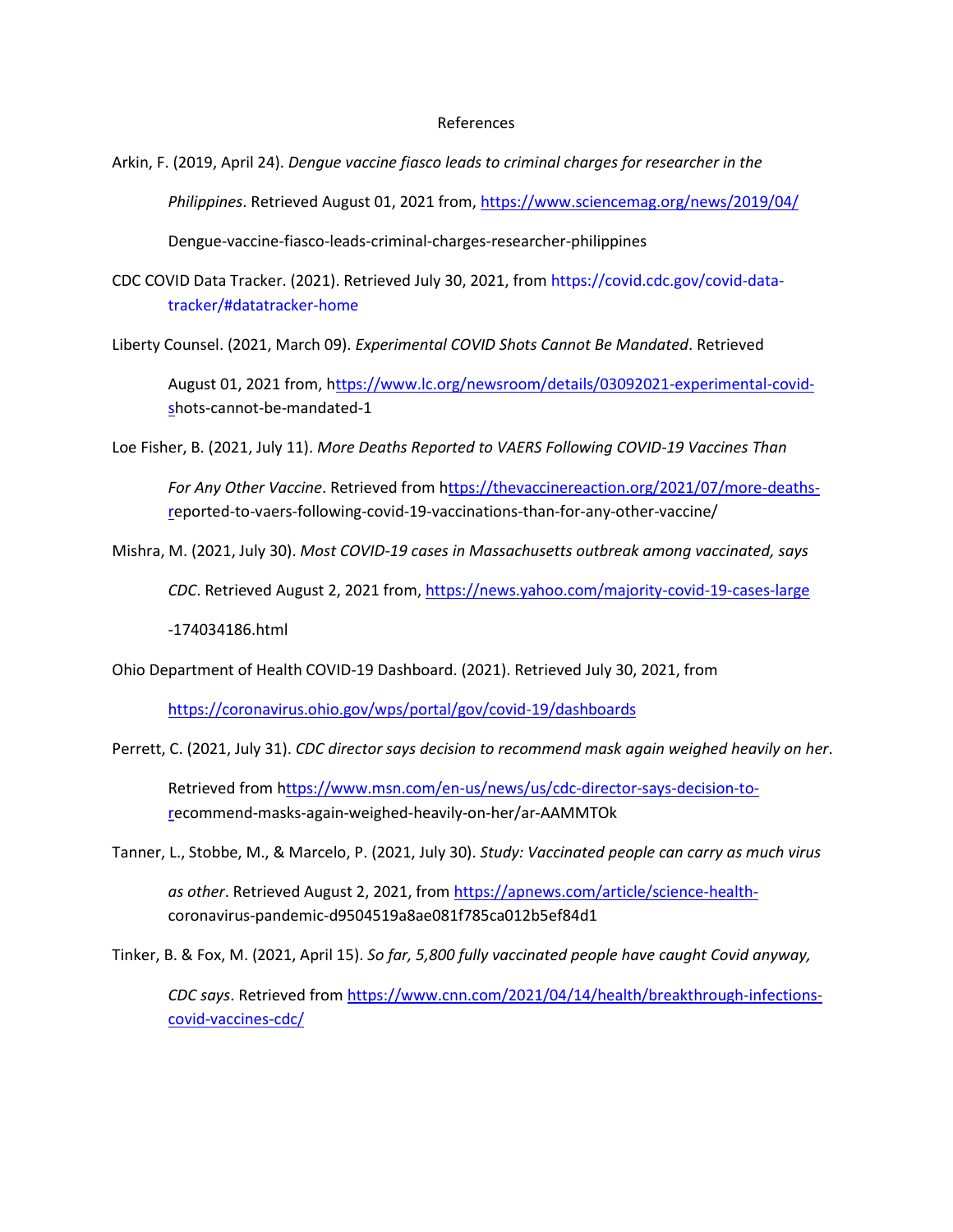References

Arkin, F. (2019, April 24). *Dengue vaccine fiasco leads to criminal charges for researcher in the Philippines*. Retrieved August 01, 2021 from, https://www.sciencemag.org/news/2019/04/ Dengue-vaccine-fiasco-leads-criminal-charges-researcher-philippines

CDC COVID Data Tracker. (2021). Retrieved July 30, 2021, from https://covid.cdc.gov/covid-data-tracker/#datatracker-home

Liberty Counsel. (2021, March 09). *Experimental COVID Shots Cannot Be Mandated*. Retrieved August 01, 2021 from, https://www.lc.org/newsroom/details/03092021-experimental-covid-shots-cannot-be-mandated-1

Loe Fisher, B. (2021, July 11). *More Deaths Reported to VAERS Following COVID-19 Vaccines Than For Any Other Vaccine*. Retrieved from https://thevaccinereaction.org/2021/07/more-deaths-reported-to-vaers-following-covid-19-vaccinations-than-for-any-other-vaccine/

Mishra, M. (2021, July 30). *Most COVID-19 cases in Massachusetts outbreak among vaccinated, says CDC*. Retrieved August 2, 2021 from, https://news.yahoo.com/majority-covid-19-cases-large -174034186.html

Ohio Department of Health COVID-19 Dashboard. (2021). Retrieved July 30, 2021, from https://coronavirus.ohio.gov/wps/portal/gov/covid-19/dashboards

Perrett, C. (2021, July 31). *CDC director says decision to recommend mask again weighed heavily on her*. Retrieved from https://www.msn.com/en-us/news/us/cdc-director-says-decision-to-recommend-masks-again-weighed-heavily-on-her/ar-AAMMTOk

Tanner, L., Stobbe, M., & Marcelo, P. (2021, July 30). *Study: Vaccinated people can carry as much virus as other*. Retrieved August 2, 2021, from https://apnews.com/article/science-health-coronavirus-pandemic-d9504519a8ae081f785ca012b5ef84d1

Tinker, B. & Fox, M. (2021, April 15). *So far, 5,800 fully vaccinated people have caught Covid anyway, CDC says*. Retrieved from https://www.cnn.com/2021/04/14/health/breakthrough-infections-covid-vaccines-cdc/